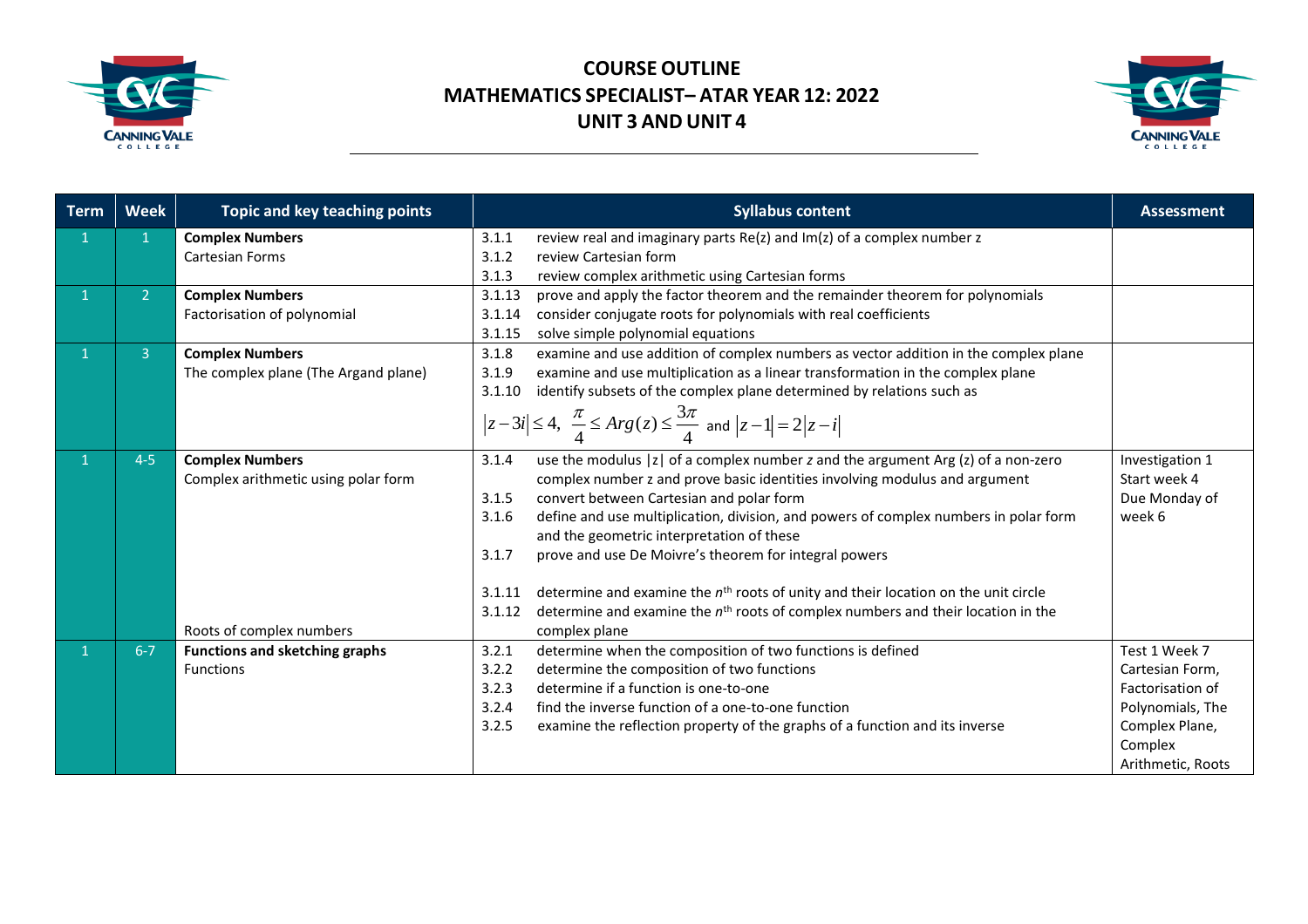# COURSE OUTLINE
# MATHEMATICS SPECIALIST– ATAR YEAR 12: 2022
# UNIT 3 AND UNIT 4

| Term | Week | Topic and key teaching points | Syllabus content | Assessment |
|---|---|---|---|---|
| 1 | 1 | **Complex Numbers**<br>Cartesian Forms | 3.1.1 review real and imaginary parts Re(z) and Im(z) of a complex number z<br>3.1.2 review Cartesian form<br>3.1.3 review complex arithmetic using Cartesian forms | |
| 1 | 2 | **Complex Numbers**<br>Factorisation of polynomial | 3.1.13 prove and apply the factor theorem and the remainder theorem for polynomials<br>3.1.14 consider conjugate roots for polynomials with real coefficients<br>3.1.15 solve simple polynomial equations | |
| 1 | 3 | **Complex Numbers**<br>The complex plane (The Argand plane) | 3.1.8 examine and use addition of complex numbers as vector addition in the complex plane<br>3.1.9 examine and use multiplication as a linear transformation in the complex plane<br>3.1.10 identify subsets of the complex plane determined by relations such as<br>$\lvert z-3i\rvert \leq 4,\ \frac{\pi}{4} \leq Arg(z) \leq \frac{3\pi}{4}$ and $\lvert z-1\rvert = 2\lvert z-i\rvert$ | |
| 1 | 4-5 | **Complex Numbers**<br>Complex arithmetic using polar form<br><br>Roots of complex numbers | 3.1.4 use the modulus $\lvert z\rvert$ of a complex number *z* and the argument Arg (z) of a non-zero complex number z and prove basic identities involving modulus and argument<br>3.1.5 convert between Cartesian and polar form<br>3.1.6 define and use multiplication, division, and powers of complex numbers in polar form and the geometric interpretation of these<br>3.1.7 prove and use De Moivre's theorem for integral powers<br><br>3.1.11 determine and examine the $n^{th}$ roots of unity and their location on the unit circle<br>3.1.12 determine and examine the $n^{th}$ roots of complex numbers and their location in the complex plane | Investigation 1<br>Start week 4<br>Due Monday of week 6 |
| 1 | 6-7 | **Functions and sketching graphs**<br>Functions | 3.2.1 determine when the composition of two functions is defined<br>3.2.2 determine the composition of two functions<br>3.2.3 determine if a function is one-to-one<br>3.2.4 find the inverse function of a one-to-one function<br>3.2.5 examine the reflection property of the graphs of a function and its inverse | Test 1 Week 7<br>Cartesian Form, Factorisation of Polynomials, The Complex Plane, Complex Arithmetic, Roots |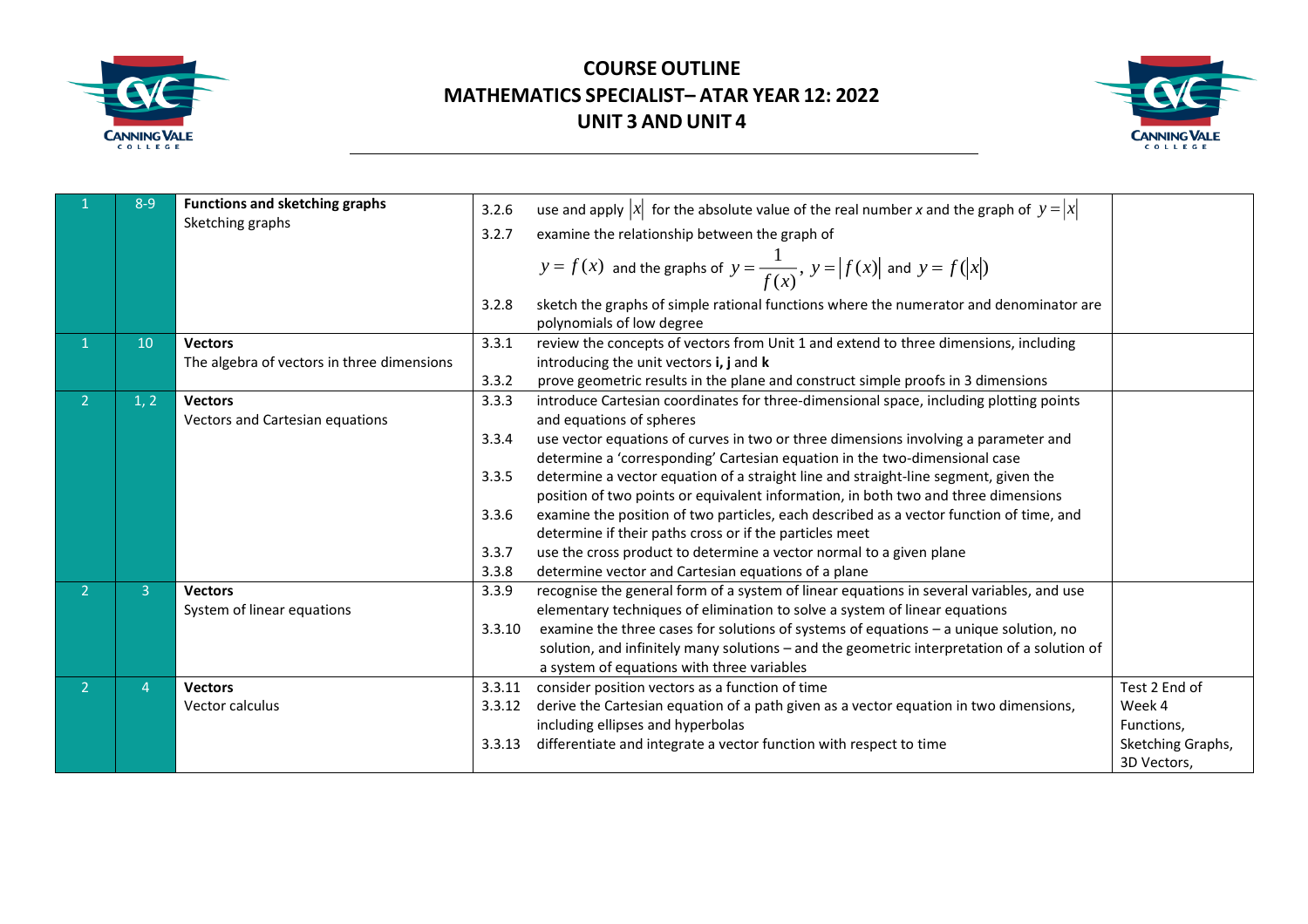# COURSE OUTLINE
# MATHEMATICS SPECIALIST– ATAR YEAR 12: 2022
# UNIT 3 AND UNIT 4

| | | | | | |
|---|---|---|---|---|---|
| 1 | 8-9 | **Functions and sketching graphs**<br>Sketching graphs | 3.2.6<br>3.2.7<br><br>3.2.8 | use and apply $\lvert x \rvert$ for the absolute value of the real number *x* and the graph of $y = \lvert x \rvert$<br>examine the relationship between the graph of $y = f(x)$ and the graphs of $y = \frac{1}{f(x)}$, $y = \lvert f(x) \rvert$ and $y = f(\lvert x \rvert)$<br>sketch the graphs of simple rational functions where the numerator and denominator are polynomials of low degree | |
| 1 | 10 | **Vectors**<br>The algebra of vectors in three dimensions | 3.3.1<br><br>3.3.2 | review the concepts of vectors from Unit 1 and extend to three dimensions, including introducing the unit vectors **i, j** and **k**<br>prove geometric results in the plane and construct simple proofs in 3 dimensions | |
| 2 | 1, 2 | **Vectors**<br>Vectors and Cartesian equations | 3.3.3<br><br>3.3.4<br><br>3.3.5<br><br>3.3.6<br><br>3.3.7<br>3.3.8 | introduce Cartesian coordinates for three-dimensional space, including plotting points and equations of spheres<br>use vector equations of curves in two or three dimensions involving a parameter and determine a 'corresponding' Cartesian equation in the two-dimensional case<br>determine a vector equation of a straight line and straight-line segment, given the position of two points or equivalent information, in both two and three dimensions<br>examine the position of two particles, each described as a vector function of time, and determine if their paths cross or if the particles meet<br>use the cross product to determine a vector normal to a given plane<br>determine vector and Cartesian equations of a plane | |
| 2 | 3 | **Vectors**<br>System of linear equations | 3.3.9<br><br>3.3.10 | recognise the general form of a system of linear equations in several variables, and use elementary techniques of elimination to solve a system of linear equations<br>examine the three cases for solutions of systems of equations – a unique solution, no solution, and infinitely many solutions – and the geometric interpretation of a solution of a system of equations with three variables | |
| 2 | 4 | **Vectors**<br>Vector calculus | 3.3.11<br>3.3.12<br><br>3.3.13 | consider position vectors as a function of time<br>derive the Cartesian equation of a path given as a vector equation in two dimensions, including ellipses and hyperbolas<br>differentiate and integrate a vector function with respect to time | Test 2 End of Week 4<br>Functions,<br>Sketching Graphs,<br>3D Vectors, |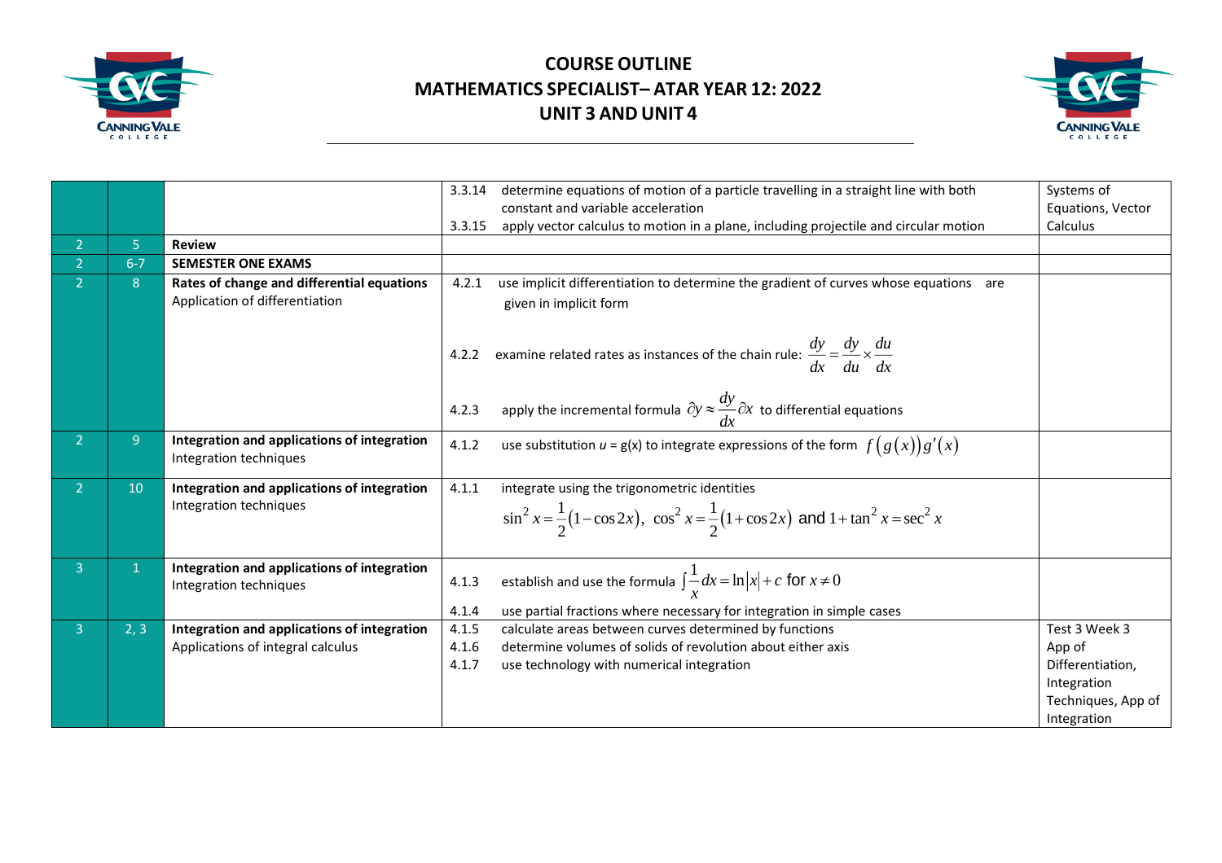# COURSE OUTLINE
## MATHEMATICS SPECIALIST– ATAR YEAR 12: 2022
## UNIT 3 AND UNIT 4

| | | | | |
|---|---|---|---|---|
| | | | 3.3.14 determine equations of motion of a particle travelling in a straight line with both constant and variable acceleration<br>3.3.15 apply vector calculus to motion in a plane, including projectile and circular motion | Systems of Equations, Vector Calculus |
| 2 | 5 | **Review** | | |
| 2 | 6-7 | **SEMESTER ONE EXAMS** | | |
| 2 | 8 | **Rates of change and differential equations**<br>Application of differentiation | 4.2.1 use implicit differentiation to determine the gradient of curves whose equations are given in implicit form<br>4.2.2 examine related rates as instances of the chain rule: $\frac{dy}{dx}=\frac{dy}{du}\times\frac{du}{dx}$<br>4.2.3 apply the incremental formula $\partial y \approx \frac{dy}{dx}\partial x$ to differential equations | |
| 2 | 9 | **Integration and applications of integration**<br>Integration techniques | 4.1.2 use substitution *u* = g(x) to integrate expressions of the form $f\left(g\left(x\right)\right)g'\left(x\right)$ | |
| 2 | 10 | **Integration and applications of integration**<br>Integration techniques | 4.1.1 integrate using the trigonometric identities $\sin^2 x=\frac{1}{2}\left(1-\cos 2x\right),\ \cos^2 x=\frac{1}{2}\left(1+\cos 2x\right)$ and $1+\tan^2 x=\sec^2 x$ | |
| 3 | 1 | **Integration and applications of integration**<br>Integration techniques | 4.1.3 establish and use the formula $\int\frac{1}{x}dx=\ln\left\|x\right\|+c$ for $x\neq 0$<br>4.1.4 use partial fractions where necessary for integration in simple cases | |
| 3 | 2, 3 | **Integration and applications of integration**<br>Applications of integral calculus | 4.1.5 calculate areas between curves determined by functions<br>4.1.6 determine volumes of solids of revolution about either axis<br>4.1.7 use technology with numerical integration | Test 3 Week 3 App of Differentiation, Integration Techniques, App of Integration |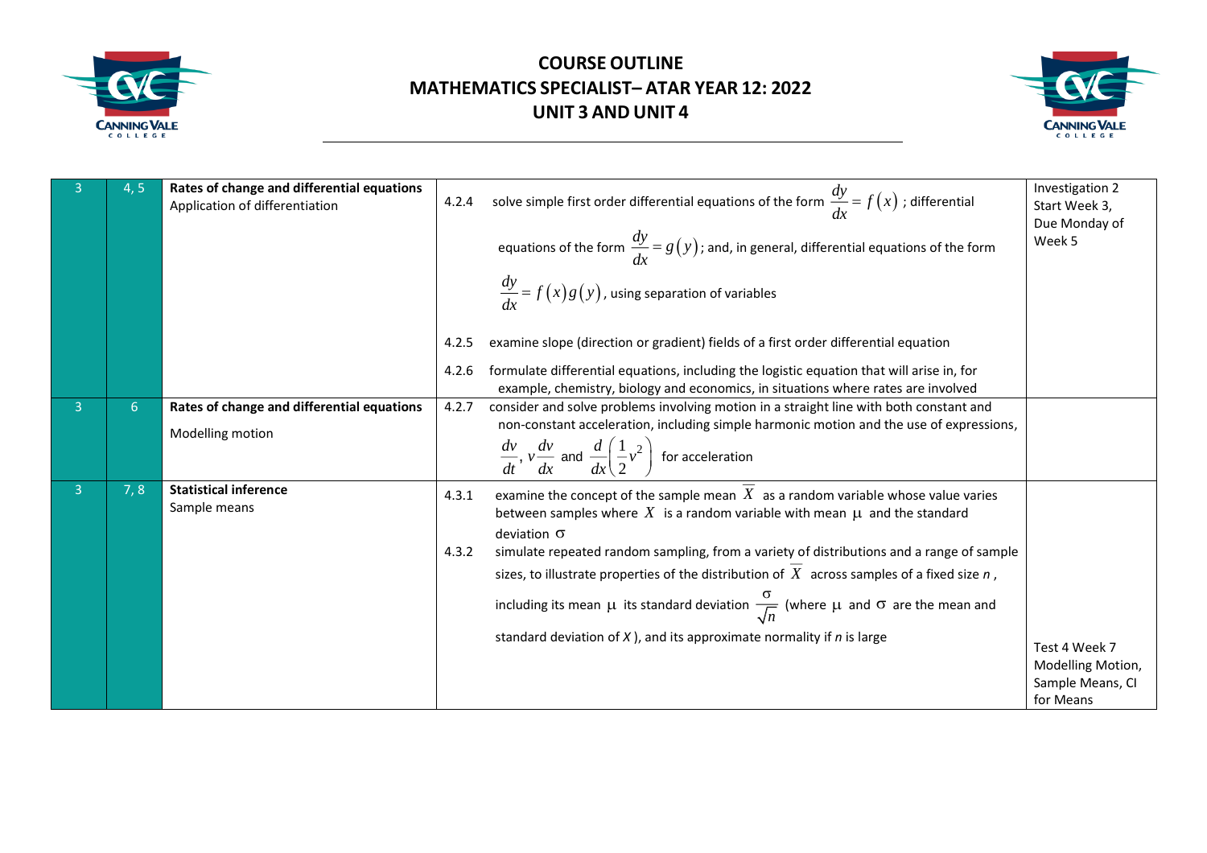# COURSE OUTLINE
# MATHEMATICS SPECIALIST– ATAR YEAR 12: 2022
# UNIT 3 AND UNIT 4

| | | | | |
|---|---|---|---|---|
| 3 | 4, 5 | **Rates of change and differential equations**<br>Application of differentiation | 4.2.4 solve simple first order differential equations of the form $\frac{dy}{dx} = f(x)$; differential equations of the form $\frac{dy}{dx} = g(y)$; and, in general, differential equations of the form $\frac{dy}{dx} = f(x)g(y)$, using separation of variables<br><br>4.2.5 examine slope (direction or gradient) fields of a first order differential equation<br><br>4.2.6 formulate differential equations, including the logistic equation that will arise in, for example, chemistry, biology and economics, in situations where rates are involved | Investigation 2 Start Week 3, Due Monday of Week 5 |
| 3 | 6 | **Rates of change and differential equations**<br>Modelling motion | 4.2.7 consider and solve problems involving motion in a straight line with both constant and non-constant acceleration, including simple harmonic motion and the use of expressions, $\frac{dv}{dt}$, $v\frac{dv}{dx}$ and $\frac{d}{dx}\left(\frac{1}{2}v^2\right)$ for acceleration | |
| 3 | 7, 8 | **Statistical inference**<br>Sample means | 4.3.1 examine the concept of the sample mean $\overline{X}$ as a random variable whose value varies between samples where $X$ is a random variable with mean $\mu$ and the standard deviation $\sigma$<br><br>4.3.2 simulate repeated random sampling, from a variety of distributions and a range of sample sizes, to illustrate properties of the distribution of $\overline{X}$ across samples of a fixed size $n$, including its mean $\mu$ its standard deviation $\frac{\sigma}{\sqrt{n}}$ (where $\mu$ and $\sigma$ are the mean and standard deviation of $X$), and its approximate normality if $n$ is large | Test 4 Week 7 Modelling Motion, Sample Means, CI for Means |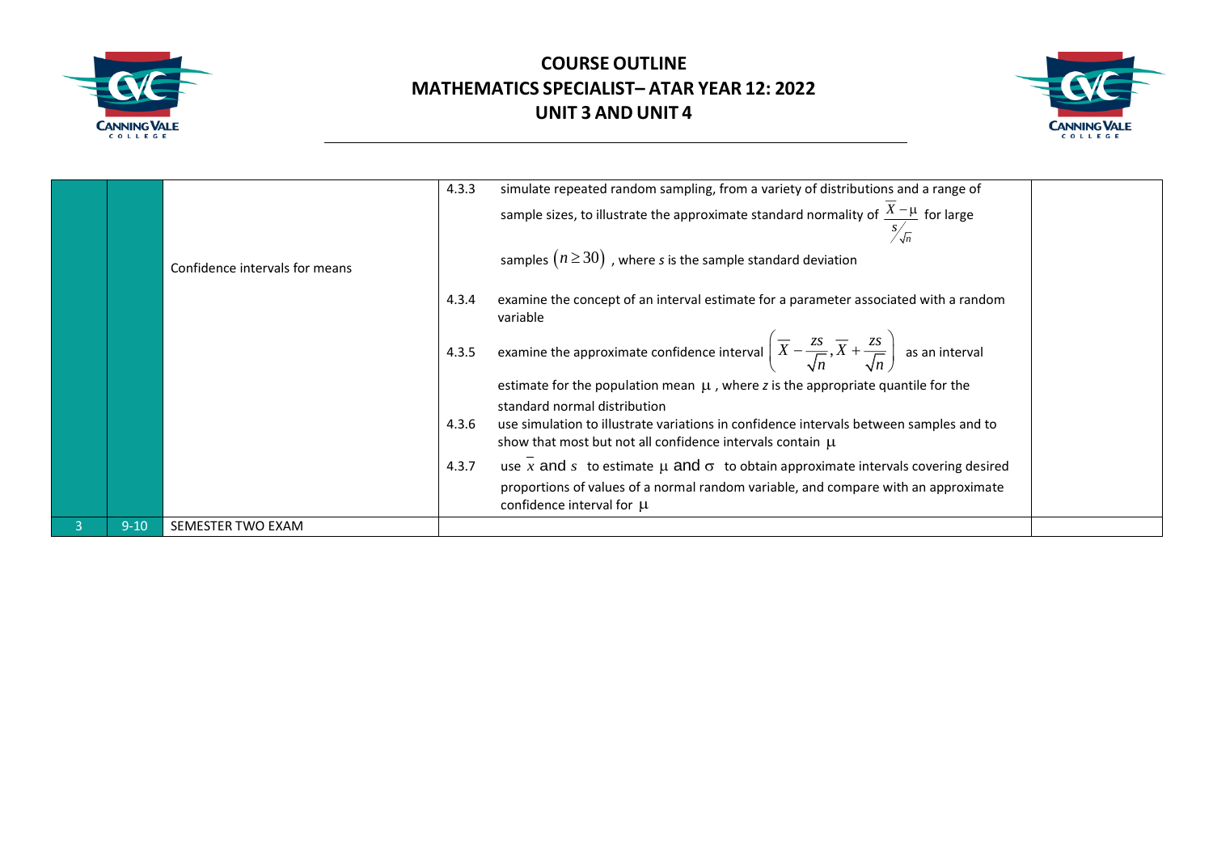# COURSE OUTLINE
# MATHEMATICS SPECIALIST– ATAR YEAR 12: 2022
# UNIT 3 AND UNIT 4

| | | | | |
|---|---|---|---|---|
| | | Confidence intervals for means | 4.3.3 simulate repeated random sampling, from a variety of distributions and a range of sample sizes, to illustrate the approximate standard normality of $\frac{\overline{X}-\mu}{s/\sqrt{n}}$ for large samples $(n \geq 30)$, where *s* is the sample standard deviation<br>4.3.4 examine the concept of an interval estimate for a parameter associated with a random variable<br>4.3.5 examine the approximate confidence interval $\left(\overline{X}-\frac{zs}{\sqrt{n}}, \overline{X}+\frac{zs}{\sqrt{n}}\right)$ as an interval estimate for the population mean $\mu$, where *z* is the appropriate quantile for the standard normal distribution<br>4.3.6 use simulation to illustrate variations in confidence intervals between samples and to show that most but not all confidence intervals contain $\mu$<br>4.3.7 use $\overline{x}$ and $s$ to estimate $\mu$ and $\sigma$ to obtain approximate intervals covering desired proportions of values of a normal random variable, and compare with an approximate confidence interval for $\mu$ | |
| 3 | 9-10 | SEMESTER TWO EXAM | | |